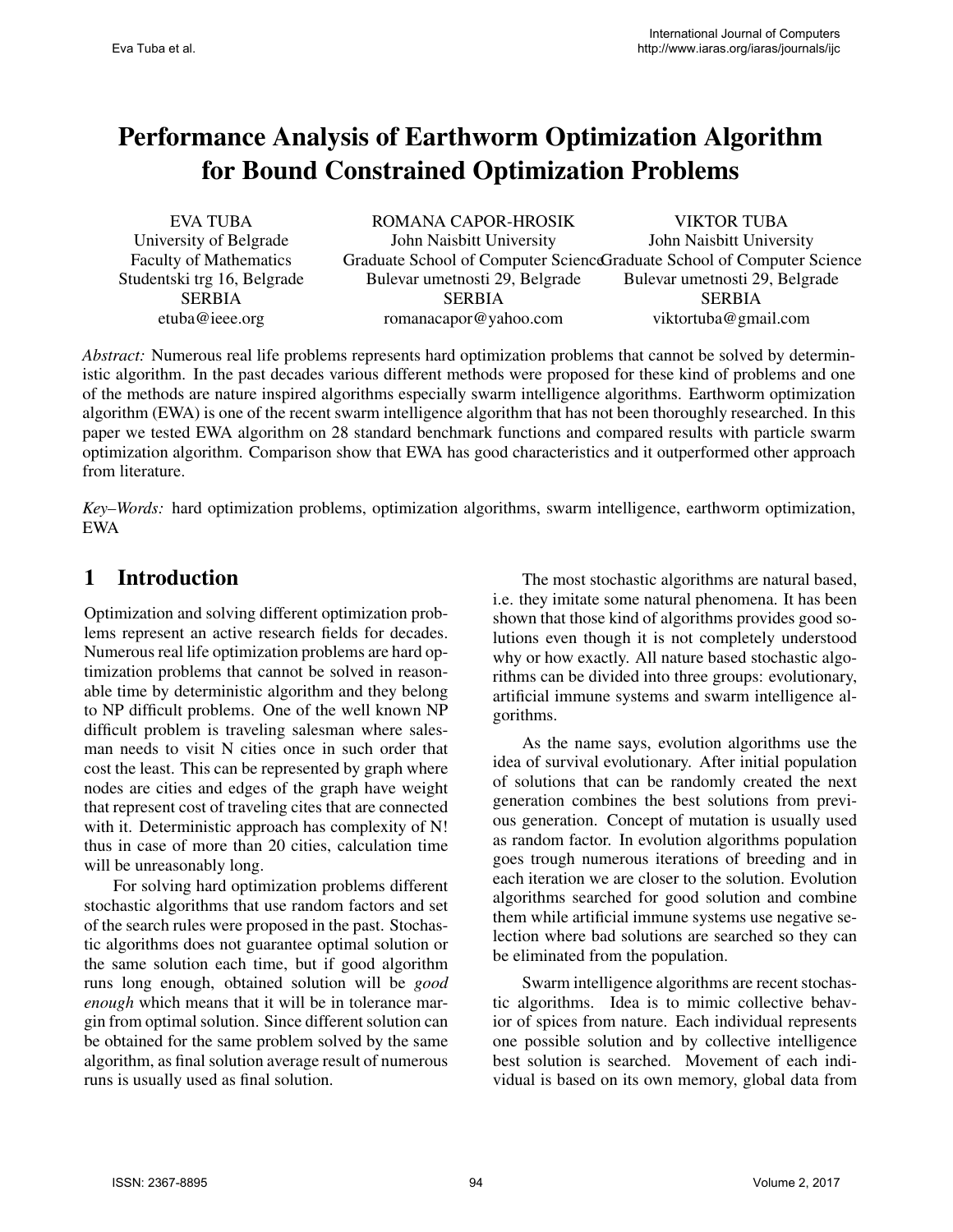# Performance Analysis of Earthworm Optimization Algorithm for Bound Constrained Optimization Problems

EVA TUBA
University of Belgrade
Faculty of Mathematics
Studentski trg 16, Belgrade
SERBIA
etuba@ieee.org

ROMANA CAPOR-HROSIK
John Naisbitt University
Graduate School of Computer Science
Bulevar umetnosti 29, Belgrade
SERBIA
romanacapor@yahoo.com

VIKTOR TUBA
John Naisbitt University
Graduate School of Computer Science
Bulevar umetnosti 29, Belgrade
SERBIA
viktortuba@gmail.com

*Abstract:* Numerous real life problems represents hard optimization problems that cannot be solved by deterministic algorithm. In the past decades various different methods were proposed for these kind of problems and one of the methods are nature inspired algorithms especially swarm intelligence algorithms. Earthworm optimization algorithm (EWA) is one of the recent swarm intelligence algorithm that has not been thoroughly researched. In this paper we tested EWA algorithm on 28 standard benchmark functions and compared results with particle swarm optimization algorithm. Comparison show that EWA has good characteristics and it outperformed other approach from literature.

*Key–Words:* hard optimization problems, optimization algorithms, swarm intelligence, earthworm optimization, EWA

## 1 Introduction

Optimization and solving different optimization problems represent an active research fields for decades. Numerous real life optimization problems are hard optimization problems that cannot be solved in reasonable time by deterministic algorithm and they belong to NP difficult problems. One of the well known NP difficult problem is traveling salesman where salesman needs to visit N cities once in such order that cost the least. This can be represented by graph where nodes are cities and edges of the graph have weight that represent cost of traveling cites that are connected with it. Deterministic approach has complexity of N! thus in case of more than 20 cities, calculation time will be unreasonably long.

For solving hard optimization problems different stochastic algorithms that use random factors and set of the search rules were proposed in the past. Stochastic algorithms does not guarantee optimal solution or the same solution each time, but if good algorithm runs long enough, obtained solution will be *good enough* which means that it will be in tolerance margin from optimal solution. Since different solution can be obtained for the same problem solved by the same algorithm, as final solution average result of numerous runs is usually used as final solution.

The most stochastic algorithms are natural based, i.e. they imitate some natural phenomena. It has been shown that those kind of algorithms provides good solutions even though it is not completely understood why or how exactly. All nature based stochastic algorithms can be divided into three groups: evolutionary, artificial immune systems and swarm intelligence algorithms.

As the name says, evolution algorithms use the idea of survival evolutionary. After initial population of solutions that can be randomly created the next generation combines the best solutions from previous generation. Concept of mutation is usually used as random factor. In evolution algorithms population goes trough numerous iterations of breeding and in each iteration we are closer to the solution. Evolution algorithms searched for good solution and combine them while artificial immune systems use negative selection where bad solutions are searched so they can be eliminated from the population.

Swarm intelligence algorithms are recent stochastic algorithms. Idea is to mimic collective behavior of spices from nature. Each individual represents one possible solution and by collective intelligence best solution is searched. Movement of each individual is based on its own memory, global data from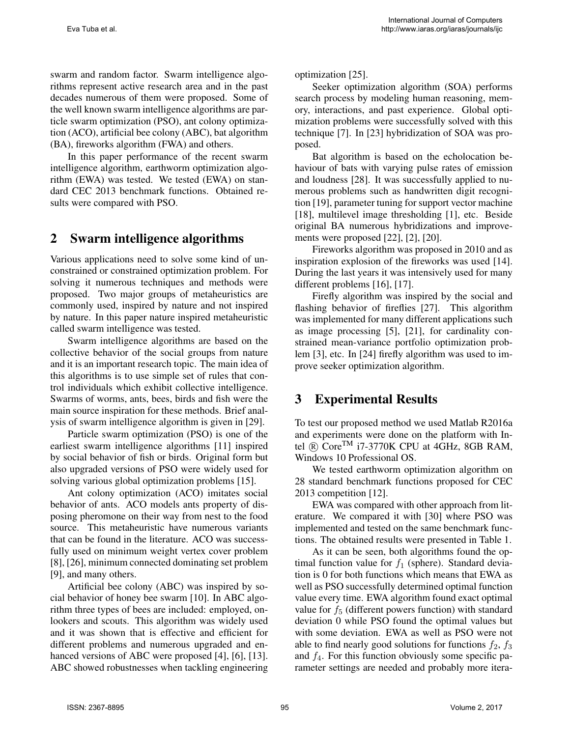swarm and random factor. Swarm intelligence algorithms represent active research area and in the past decades numerous of them were proposed. Some of the well known swarm intelligence algorithms are particle swarm optimization (PSO), ant colony optimization (ACO), artificial bee colony (ABC), bat algorithm (BA), fireworks algorithm (FWA) and others.

In this paper performance of the recent swarm intelligence algorithm, earthworm optimization algorithm (EWA) was tested. We tested (EWA) on standard CEC 2013 benchmark functions. Obtained results were compared with PSO.

## 2 Swarm intelligence algorithms

Various applications need to solve some kind of unconstrained or constrained optimization problem. For solving it numerous techniques and methods were proposed. Two major groups of metaheuristics are commonly used, inspired by nature and not inspired by nature. In this paper nature inspired metaheuristic called swarm intelligence was tested.

Swarm intelligence algorithms are based on the collective behavior of the social groups from nature and it is an important research topic. The main idea of this algorithms is to use simple set of rules that control individuals which exhibit collective intelligence. Swarms of worms, ants, bees, birds and fish were the main source inspiration for these methods. Brief analysis of swarm intelligence algorithm is given in [29].

Particle swarm optimization (PSO) is one of the earliest swarm intelligence algorithms [11] inspired by social behavior of fish or birds. Original form but also upgraded versions of PSO were widely used for solving various global optimization problems [15].

Ant colony optimization (ACO) imitates social behavior of ants. ACO models ants property of disposing pheromone on their way from nest to the food source. This metaheuristic have numerous variants that can be found in the literature. ACO was successfully used on minimum weight vertex cover problem [8], [26], minimum connected dominating set problem [9], and many others.

Artificial bee colony (ABC) was inspired by social behavior of honey bee swarm [10]. In ABC algorithm three types of bees are included: employed, onlookers and scouts. This algorithm was widely used and it was shown that is effective and efficient for different problems and numerous upgraded and enhanced versions of ABC were proposed [4], [6], [13]. ABC showed robustnesses when tackling engineering optimization [25].

Seeker optimization algorithm (SOA) performs search process by modeling human reasoning, memory, interactions, and past experience. Global optimization problems were successfully solved with this technique [7]. In [23] hybridization of SOA was proposed.

Bat algorithm is based on the echolocation behaviour of bats with varying pulse rates of emission and loudness [28]. It was successfully applied to numerous problems such as handwritten digit recognition [19], parameter tuning for support vector machine [18], multilevel image thresholding [1], etc. Beside original BA numerous hybridizations and improvements were proposed [22], [2], [20].

Fireworks algorithm was proposed in 2010 and as inspiration explosion of the fireworks was used [14]. During the last years it was intensively used for many different problems [16], [17].

Firefly algorithm was inspired by the social and flashing behavior of fireflies [27]. This algorithm was implemented for many different applications such as image processing [5], [21], for cardinality constrained mean-variance portfolio optimization problem [3], etc. In [24] firefly algorithm was used to improve seeker optimization algorithm.

## 3 Experimental Results

To test our proposed method we used Matlab R2016a and experiments were done on the platform with Intel ® Core$^{TM}$ i7-3770K CPU at 4GHz, 8GB RAM, Windows 10 Professional OS.

We tested earthworm optimization algorithm on 28 standard benchmark functions proposed for CEC 2013 competition [12].

EWA was compared with other approach from literature. We compared it with [30] where PSO was implemented and tested on the same benchmark functions. The obtained results were presented in Table 1.

As it can be seen, both algorithms found the optimal function value for $f_1$ (sphere). Standard deviation is 0 for both functions which means that EWA as well as PSO successfully determined optimal function value every time. EWA algorithm found exact optimal value for $f_5$ (different powers function) with standard deviation 0 while PSO found the optimal values but with some deviation. EWA as well as PSO were not able to find nearly good solutions for functions $f_2$, $f_3$ and $f_4$. For this function obviously some specific parameter settings are needed and probably more itera-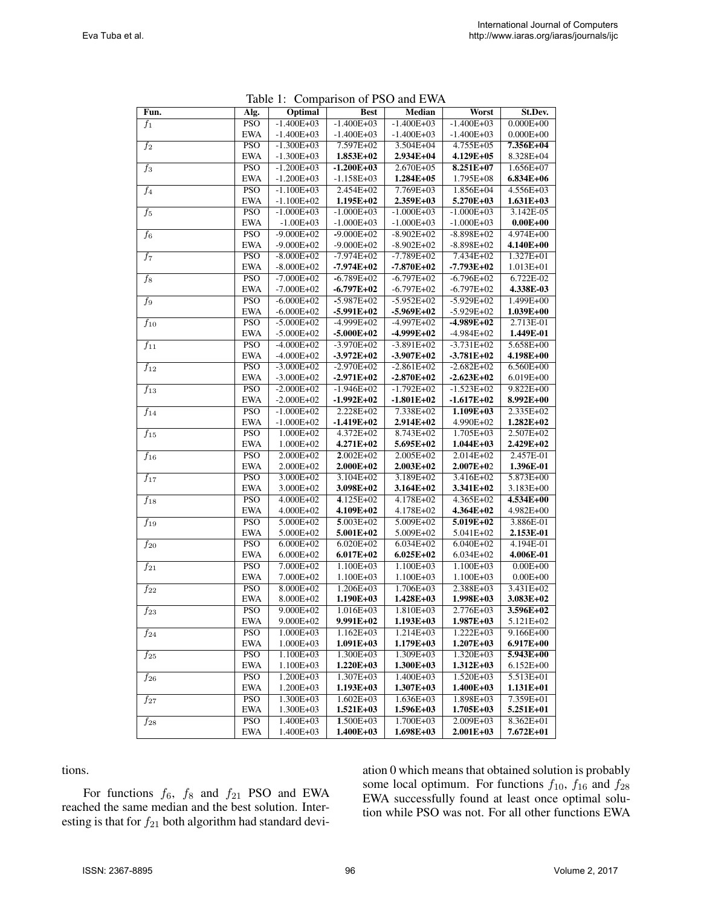Table 1: Comparison of PSO and EWA

| Fun. | Alg. | Optimal | Best | Median | Worst | St.Dev. |
|---|---|---|---|---|---|---|
| $f_1$ | PSO | -1.400E+03 | -1.400E+03 | -1.400E+03 | -1.400E+03 | 0.000E+00 |
| | EWA | -1.400E+03 | -1.400E+03 | -1.400E+03 | -1.400E+03 | 0.000E+00 |
| $f_2$ | PSO | -1.300E+03 | 7.597E+02 | 3.504E+04 | 4.755E+05 | **7.356E+04** |
| | EWA | -1.300E+03 | **1.853E+02** | **2.934E+04** | **4.129E+05** | 8.328E+04 |
| $f_3$ | PSO | -1.200E+03 | **-1.200E+03** | 2.670E+05 | **8.251E+07** | 1.656E+07 |
| | EWA | -1.200E+03 | -1.158E+03 | **1.284E+05** | 1.795E+08 | **6.834E+06** |
| $f_4$ | PSO | -1.100E+03 | 2.454E+02 | 7.769E+03 | 1.856E+04 | 4.556E+03 |
| | EWA | -1.100E+02 | **1.195E+02** | **2.359E+03** | **5.270E+03** | **1.631E+03** |
| $f_5$ | PSO | -1.000E+03 | -1.000E+03 | -1.000E+03 | -1.000E+03 | 3.142E-05 |
| | EWA | -1.00E+03 | -1.000E+03 | -1.000E+03 | -1.000E+03 | **0.00E+00** |
| $f_6$ | PSO | -9.000E+02 | **-9.000E+02** | -8.902E+02 | -8.898E+02 | 4.974E+00 |
| | EWA | -9.000E+02 | -9.000E+02 | -8.902E+02 | -8.898E+02 | **4.140E+00** |
| $f_7$ | PSO | -8.000E+02 | -7.974E+02 | -7.789E+02 | 7.434E+02 | 1.327E+01 |
| | EWA | -8.000E+02 | **-7.974E+02** | **-7.870E+02** | **-7.793E+02** | 1.013E+01 |
| $f_8$ | PSO | -7.000E+02 | **-**6.789E+02 | -6.797E+02 | -6.796E+02 | 6.722E-02 |
| | EWA | -7.000E+02 | **-6.797E+02** | -6.797E+02 | -6.797E+02 | **4.338E-03** |
| $f_9$ | PSO | -6.000E+02 | **-**5.987E+02 | -5.952E+02 | -5.929E+02 | 1.499E+00 |
| | EWA | -6.000E+02 | **-5.991E+02** | **-5.969E+02** | -5.929E+02 | **1.039E+00** |
| $f_{10}$ | PSO | -5.000E+02 | -4.999E+02 | -4.997E+02 | **-4.989E+02** | 2.713E-01 |
| | EWA | -5.000E+02 | **-5.000E+02** | **-4.999E+02** | -4.984E+02 | **1.449E-01** |
| $f_{11}$ | PSO | -4.000E+02 | -3.970E+02 | -3.891E+02 | -3.731E+02 | 5.658E+00 |
| | EWA | -4.000E+02 | **-3.972E+02** | **-3.907E+02** | **-3.781E+02** | **4.198E+00** |
| $f_{12}$ | PSO | -3.000E+02 | -2.970E+02 | -2.861E+02 | -2.682E+02 | 6.560E+00 |
| | EWA | -3.000E+02 | **-2.971E+02** | **-2.870E+02** | **-2.623E+02** | 6.019E+00 |
| $f_{13}$ | PSO | -2.000E+02 | -1.946E+02 | -1.792E+02 | -1.523E+02 | 9.822E+00 |
| | EWA | -2.000E+02 | **-1.992E+02** | **-1.801E+02** | **-1.617E+02** | **8.992E+00** |
| $f_{14}$ | PSO | -1.000E+02 | 2.228E+02 | 7.338E+02 | **1.109E+03** | 2.335E+02 |
| | EWA | -1.000E+02 | **-1.419E+02** | **2.914E+02** | 4.990E+02 | **1.282E+02** |
| $f_{15}$ | PSO | 1.000E+02 | 4.372E+02 | 8.743E+02 | 1.705E+03 | 2.507E+02 |
| | EWA | 1.000E+02 | **4.271E+02** | **5.695E+02** | **1.044E+03** | **2.429E+02** |
| $f_{16}$ | PSO | 2.000E+02 | **2**.002E+02 | 2.005E+02 | 2.014E+02 | 2.457E-01 |
| | EWA | 2.000E+02 | **2.000E+02** | **2.003E+02** | **2.007E+0**2 | **1.396E-01** |
| $f_{17}$ | PSO | 3.000E+02 | 3.104E+02 | 3.189E+02 | 3.416E+02 | 5.873E+00 |
| | EWA | 3.000E+02 | **3.098E+02** | **3.164E+02** | **3.341E+02** | 3.183E+00 |
| $f_{18}$ | PSO | 4.000E+02 | **4**.125E+02 | 4.178E+02 | 4.365E+02 | **4.534E+00** |
| | EWA | 4.000E+02 | **4.109E+02** | 4.178E+02 | **4.364E+02** | 4.982E+00 |
| $f_{19}$ | PSO | 5.000E+02 | **5**.003E+02 | 5.009E+02 | **5.019E+02** | 3.886E-01 |
| | EWA | 5.000E+02 | **5.001E+02** | 5.009E+02 | 5.041E+02 | **2.153E-01** |
| $f_{20}$ | PSO | 6.000E+02 | 6.020E+02 | 6.034E+02 | 6.040E+02 | 4.194E-01 |
| | EWA | 6.000E+02 | **6.017E+02** | **6.025E+02** | 6.034E+02 | **4.006E-01** |
| $f_{21}$ | PSO | 7.000E+02 | 1.100E+03 | 1.100E+03 | 1.100E+03 | 0.00E+00 |
| | EWA | 7.000E+02 | 1.100E+03 | 1.100E+03 | 1.100E+03 | 0.00E+00 |
| $f_{22}$ | PSO | 8.000E+02 | 1.206E+03 | 1.706E+03 | 2.388E+03 | 3.431E+02 |
| | EWA | 8.000E+02 | **1.190E+03** | **1.428E+03** | **1.998E+03** | **3.083E+02** |
| $f_{23}$ | PSO | 9.000E+02 | 1.016E+03 | 1.810E+03 | 2.776E+03 | **3.596E+02** |
| | EWA | 9.000E+02 | **9.991E+02** | **1.193E+03** | **1.987E+03** | 5.121E+02 |
| $f_{24}$ | PSO | 1.000E+03 | 1.162E+03 | 1.214E+03 | 1.222E+03 | 9.166E+00 |
| | EWA | 1.000E+03 | **1.091E+03** | **1.179E+03** | **1.207E+03** | **6.917E+00** |
| $f_{25}$ | PSO | 1.100E+03 | 1.300E+03 | 1.309E+03 | 1.320E+03 | **5.943E+00** |
| | EWA | 1.100E+03 | **1.220E+03** | **1.300E+03** | **1.312E+03** | 6.152E+00 |
| $f_{26}$ | PSO | 1.200E+03 | 1.307E+03 | 1.400E+03 | 1.520E+03 | 5.513E+01 |
| | EWA | 1.200E+03 | **1.193E+03** | **1.307E+03** | **1.400E+03** | **1.131E+01** |
| $f_{27}$ | PSO | 1.300E+03 | 1.602E+03 | 1.636E+03 | 1.898E+03 | 7.359E+01 |
| | EWA | 1.300E+03 | **1.521E+03** | **1.596E+03** | **1.705E+03** | **5.251E+01** |
| $f_{28}$ | PSO | 1.400E+03 | **1**.500E+03 | 1.700E+03 | 2.009E+03 | 8.362E+01 |
| | EWA | 1.400E+03 | **1.400E+03** | **1.698E+03** | **2.001E+03** | **7.672E+01** |

tions.

For functions $f_6$, $f_8$ and $f_{21}$ PSO and EWA reached the same median and the best solution. Interesting is that for $f_{21}$ both algorithm had standard deviation 0 which means that obtained solution is probably some local optimum. For functions $f_{10}$, $f_{16}$ and $f_{28}$ EWA successfully found at least once optimal solution while PSO was not. For all other functions EWA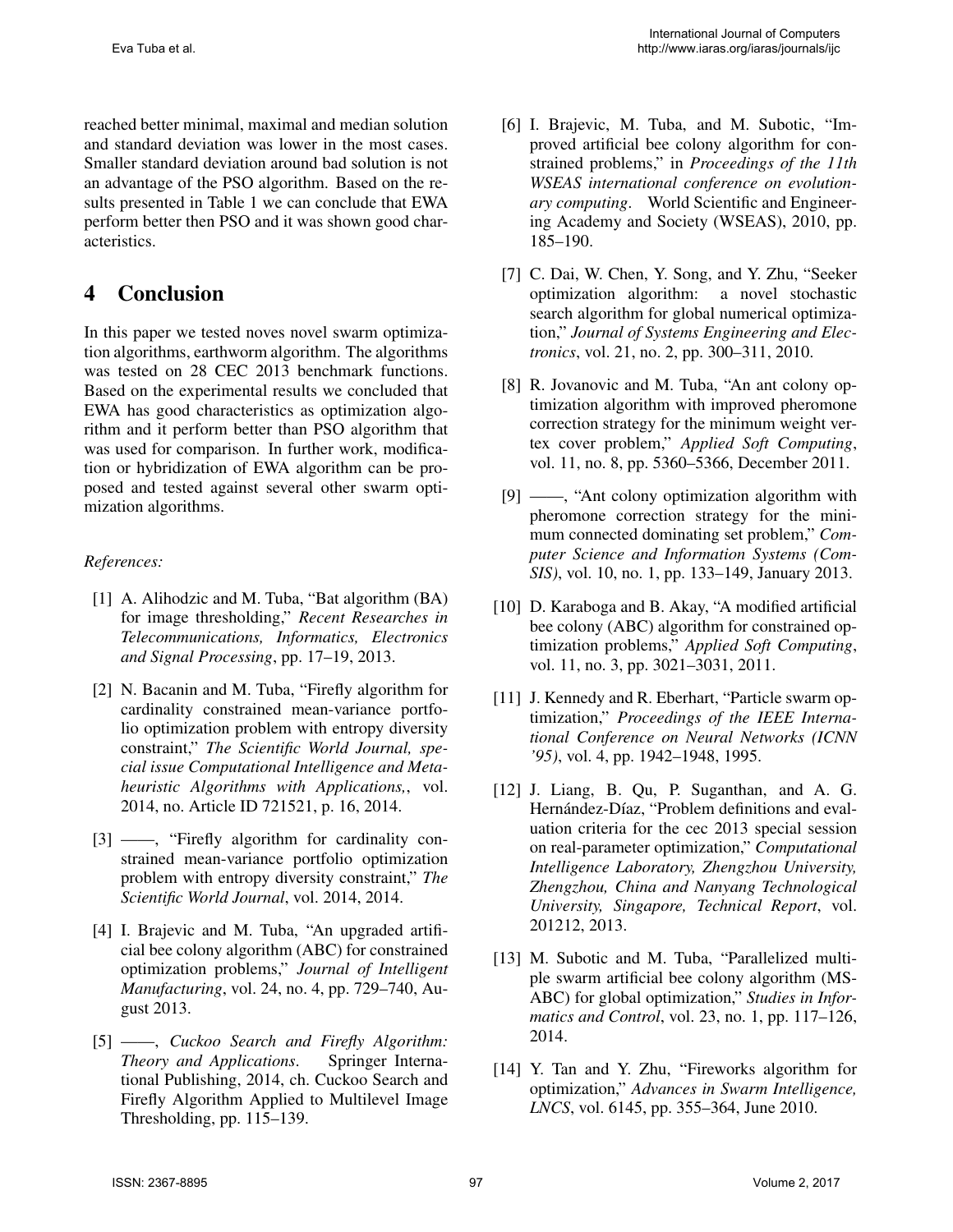reached better minimal, maximal and median solution and standard deviation was lower in the most cases. Smaller standard deviation around bad solution is not an advantage of the PSO algorithm. Based on the results presented in Table 1 we can conclude that EWA perform better then PSO and it was shown good characteristics.

## 4 Conclusion

In this paper we tested noves novel swarm optimization algorithms, earthworm algorithm. The algorithms was tested on 28 CEC 2013 benchmark functions. Based on the experimental results we concluded that EWA has good characteristics as optimization algorithm and it perform better than PSO algorithm that was used for comparison. In further work, modification or hybridization of EWA algorithm can be proposed and tested against several other swarm optimization algorithms.

*References:*

[1] A. Alihodzic and M. Tuba, "Bat algorithm (BA) for image thresholding," *Recent Researches in Telecommunications, Informatics, Electronics and Signal Processing*, pp. 17–19, 2013.

[2] N. Bacanin and M. Tuba, "Firefly algorithm for cardinality constrained mean-variance portfolio optimization problem with entropy diversity constraint," *The Scientific World Journal, special issue Computational Intelligence and Metaheuristic Algorithms with Applications,*, vol. 2014, no. Article ID 721521, p. 16, 2014.

[3] ——, "Firefly algorithm for cardinality constrained mean-variance portfolio optimization problem with entropy diversity constraint," *The Scientific World Journal*, vol. 2014, 2014.

[4] I. Brajevic and M. Tuba, "An upgraded artificial bee colony algorithm (ABC) for constrained optimization problems," *Journal of Intelligent Manufacturing*, vol. 24, no. 4, pp. 729–740, August 2013.

[5] ——, *Cuckoo Search and Firefly Algorithm: Theory and Applications*. Springer International Publishing, 2014, ch. Cuckoo Search and Firefly Algorithm Applied to Multilevel Image Thresholding, pp. 115–139.

[6] I. Brajevic, M. Tuba, and M. Subotic, "Improved artificial bee colony algorithm for constrained problems," in *Proceedings of the 11th WSEAS international conference on evolutionary computing*. World Scientific and Engineering Academy and Society (WSEAS), 2010, pp. 185–190.

[7] C. Dai, W. Chen, Y. Song, and Y. Zhu, "Seeker optimization algorithm: a novel stochastic search algorithm for global numerical optimization," *Journal of Systems Engineering and Electronics*, vol. 21, no. 2, pp. 300–311, 2010.

[8] R. Jovanovic and M. Tuba, "An ant colony optimization algorithm with improved pheromone correction strategy for the minimum weight vertex cover problem," *Applied Soft Computing*, vol. 11, no. 8, pp. 5360–5366, December 2011.

[9] ——, "Ant colony optimization algorithm with pheromone correction strategy for the minimum connected dominating set problem," *Computer Science and Information Systems (ComSIS)*, vol. 10, no. 1, pp. 133–149, January 2013.

[10] D. Karaboga and B. Akay, "A modified artificial bee colony (ABC) algorithm for constrained optimization problems," *Applied Soft Computing*, vol. 11, no. 3, pp. 3021–3031, 2011.

[11] J. Kennedy and R. Eberhart, "Particle swarm optimization," *Proceedings of the IEEE International Conference on Neural Networks (ICNN '95)*, vol. 4, pp. 1942–1948, 1995.

[12] J. Liang, B. Qu, P. Suganthan, and A. G. Hernández-Díaz, "Problem definitions and evaluation criteria for the cec 2013 special session on real-parameter optimization," *Computational Intelligence Laboratory, Zhengzhou University, Zhengzhou, China and Nanyang Technological University, Singapore, Technical Report*, vol. 201212, 2013.

[13] M. Subotic and M. Tuba, "Parallelized multiple swarm artificial bee colony algorithm (MS-ABC) for global optimization," *Studies in Informatics and Control*, vol. 23, no. 1, pp. 117–126, 2014.

[14] Y. Tan and Y. Zhu, "Fireworks algorithm for optimization," *Advances in Swarm Intelligence, LNCS*, vol. 6145, pp. 355–364, June 2010.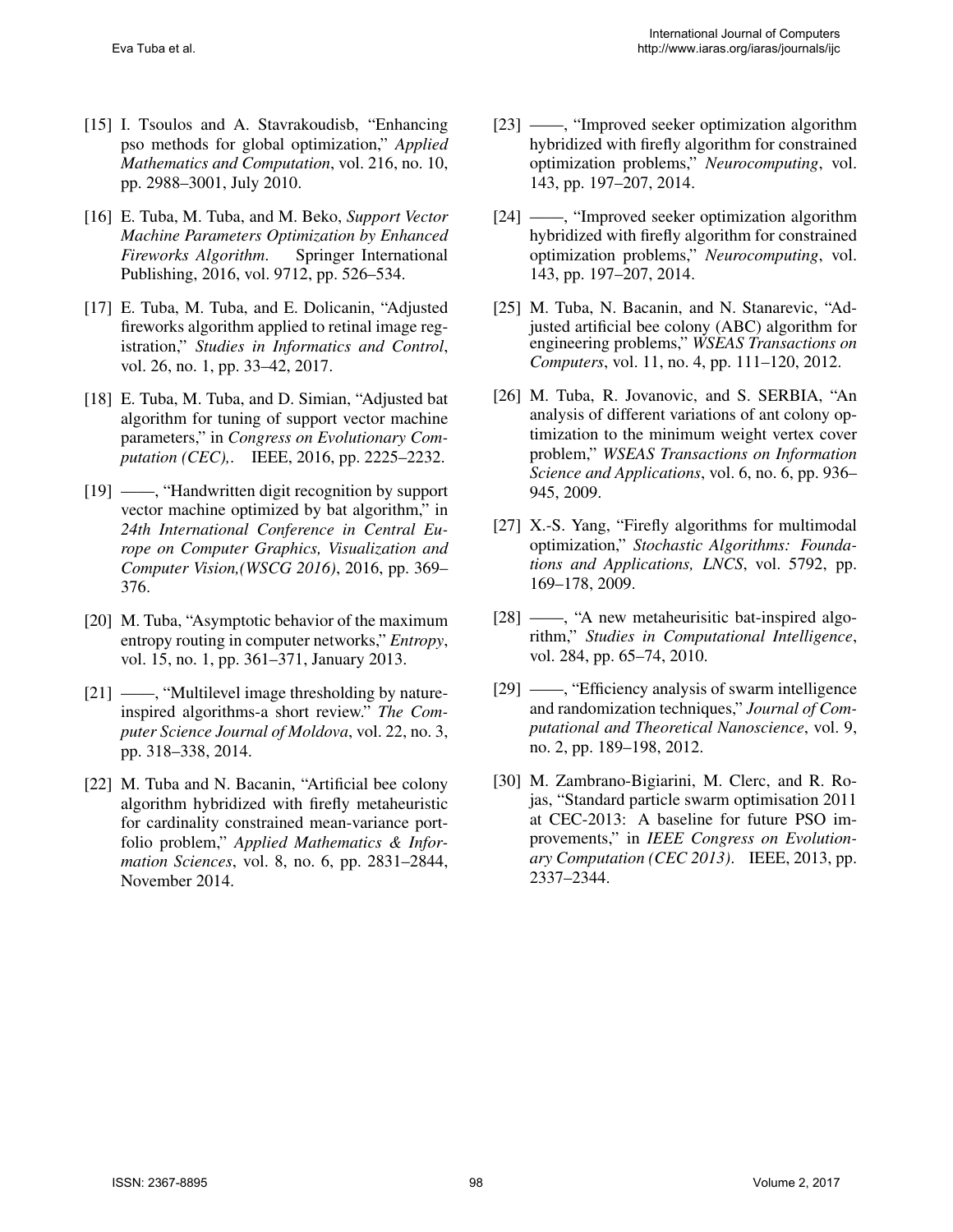[15] I. Tsoulos and A. Stavrakoudisb, “Enhancing pso methods for global optimization,” *Applied Mathematics and Computation*, vol. 216, no. 10, pp. 2988–3001, July 2010.

[16] E. Tuba, M. Tuba, and M. Beko, *Support Vector Machine Parameters Optimization by Enhanced Fireworks Algorithm*. Springer International Publishing, 2016, vol. 9712, pp. 526–534.

[17] E. Tuba, M. Tuba, and E. Dolicanin, “Adjusted fireworks algorithm applied to retinal image registration,” *Studies in Informatics and Control*, vol. 26, no. 1, pp. 33–42, 2017.

[18] E. Tuba, M. Tuba, and D. Simian, “Adjusted bat algorithm for tuning of support vector machine parameters,” in *Congress on Evolutionary Computation (CEC),*. IEEE, 2016, pp. 2225–2232.

[19] ——, “Handwritten digit recognition by support vector machine optimized by bat algorithm,” in *24th International Conference in Central Europe on Computer Graphics, Visualization and Computer Vision,(WSCG 2016)*, 2016, pp. 369–376.

[20] M. Tuba, “Asymptotic behavior of the maximum entropy routing in computer networks,” *Entropy*, vol. 15, no. 1, pp. 361–371, January 2013.

[21] ——, “Multilevel image thresholding by nature-inspired algorithms-a short review.” *The Computer Science Journal of Moldova*, vol. 22, no. 3, pp. 318–338, 2014.

[22] M. Tuba and N. Bacanin, “Artificial bee colony algorithm hybridized with firefly metaheuristic for cardinality constrained mean-variance portfolio problem,” *Applied Mathematics & Information Sciences*, vol. 8, no. 6, pp. 2831–2844, November 2014.

[23] ——, “Improved seeker optimization algorithm hybridized with firefly algorithm for constrained optimization problems,” *Neurocomputing*, vol. 143, pp. 197–207, 2014.

[24] ——, “Improved seeker optimization algorithm hybridized with firefly algorithm for constrained optimization problems,” *Neurocomputing*, vol. 143, pp. 197–207, 2014.

[25] M. Tuba, N. Bacanin, and N. Stanarevic, “Adjusted artificial bee colony (ABC) algorithm for engineering problems,” *WSEAS Transactions on Computers*, vol. 11, no. 4, pp. 111–120, 2012.

[26] M. Tuba, R. Jovanovic, and S. SERBIA, “An analysis of different variations of ant colony optimization to the minimum weight vertex cover problem,” *WSEAS Transactions on Information Science and Applications*, vol. 6, no. 6, pp. 936–945, 2009.

[27] X.-S. Yang, “Firefly algorithms for multimodal optimization,” *Stochastic Algorithms: Foundations and Applications, LNCS*, vol. 5792, pp. 169–178, 2009.

[28] ——, “A new metaheurisitic bat-inspired algorithm,” *Studies in Computational Intelligence*, vol. 284, pp. 65–74, 2010.

[29] ——, “Efficiency analysis of swarm intelligence and randomization techniques,” *Journal of Computational and Theoretical Nanoscience*, vol. 9, no. 2, pp. 189–198, 2012.

[30] M. Zambrano-Bigiarini, M. Clerc, and R. Rojas, “Standard particle swarm optimisation 2011 at CEC-2013: A baseline for future PSO improvements,” in *IEEE Congress on Evolutionary Computation (CEC 2013)*. IEEE, 2013, pp. 2337–2344.